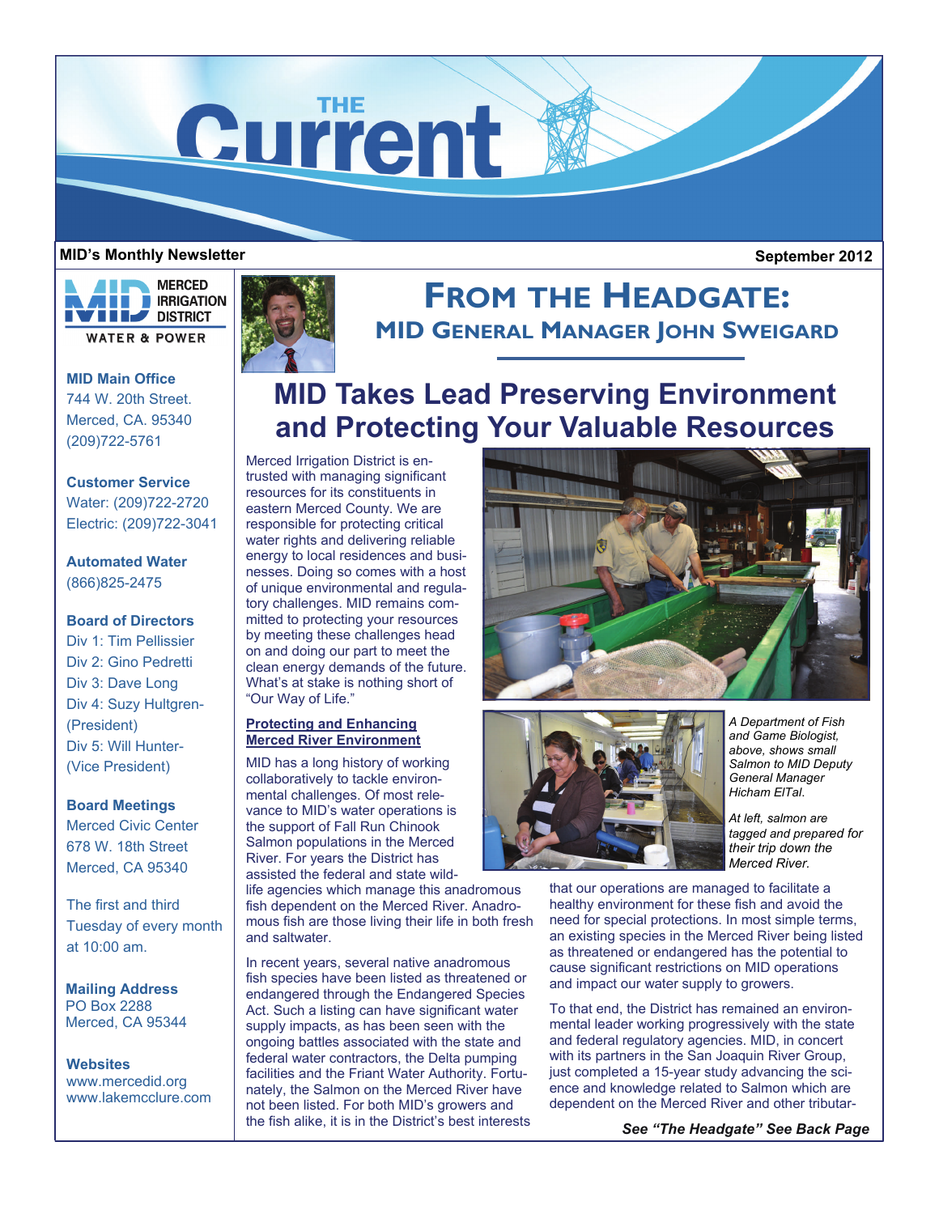# THE Current

**MID's Monthly Newsletter** **September 2012**

MERCED IRRIGATION DISTRICT
WATER & POWER

**MID Main Office**
744 W. 20th Street.
Merced, CA. 95340
(209)722-5761

**Customer Service**
Water: (209)722-2720
Electric: (209)722-3041

**Automated Water**
(866)825-2475

**Board of Directors**
Div 1: Tim Pellissier
Div 2: Gino Pedretti
Div 3: Dave Long
Div 4: Suzy Hultgren- (President)
Div 5: Will Hunter- (Vice President)

**Board Meetings**
Merced Civic Center
678 W. 18th Street
Merced, CA 95340

The first and third Tuesday of every month at 10:00 am.

**Mailing Address**
PO Box 2288
Merced, CA 95344

**Websites**
www.mercedid.org
www.lakemcclure.com

## From the Headgate:
### MID General Manager John Sweigard

# MID Takes Lead Preserving Environment and Protecting Your Valuable Resources

Merced Irrigation District is entrusted with managing significant resources for its constituents in eastern Merced County. We are responsible for protecting critical water rights and delivering reliable energy to local residences and businesses. Doing so comes with a host of unique environmental and regulatory challenges. MID remains committed to protecting your resources by meeting these challenges head on and doing our part to meet the clean energy demands of the future. What's at stake is nothing short of "Our Way of Life."

**Protecting and Enhancing Merced River Environment**

MID has a long history of working collaboratively to tackle environmental challenges. Of most relevance to MID's water operations is the support of Fall Run Chinook Salmon populations in the Merced River. For years the District has assisted the federal and state wildlife agencies which manage this anadromous fish dependent on the Merced River. Anadromous fish are those living their life in both fresh and saltwater.

In recent years, several native anadromous fish species have been listed as threatened or endangered through the Endangered Species Act. Such a listing can have significant water supply impacts, as has been seen with the ongoing battles associated with the state and federal water contractors, the Delta pumping facilities and the Friant Water Authority. Fortunately, the Salmon on the Merced River have not been listed. For both MID's growers and the fish alike, it is in the District's best interests that our operations are managed to facilitate a healthy environment for these fish and avoid the need for special protections. In most simple terms, an existing species in the Merced River being listed as threatened or endangered has the potential to cause significant restrictions on MID operations and impact our water supply to growers.

*A Department of Fish and Game Biologist, above, shows small Salmon to MID Deputy General Manager Hicham ElTal.*

*At left, salmon are tagged and prepared for their trip down the Merced River.*

To that end, the District has remained an environmental leader working progressively with the state and federal regulatory agencies. MID, in concert with its partners in the San Joaquin River Group, just completed a 15-year study advancing the science and knowledge related to Salmon which are dependent on the Merced River and other tributar-

***See "The Headgate" See Back Page***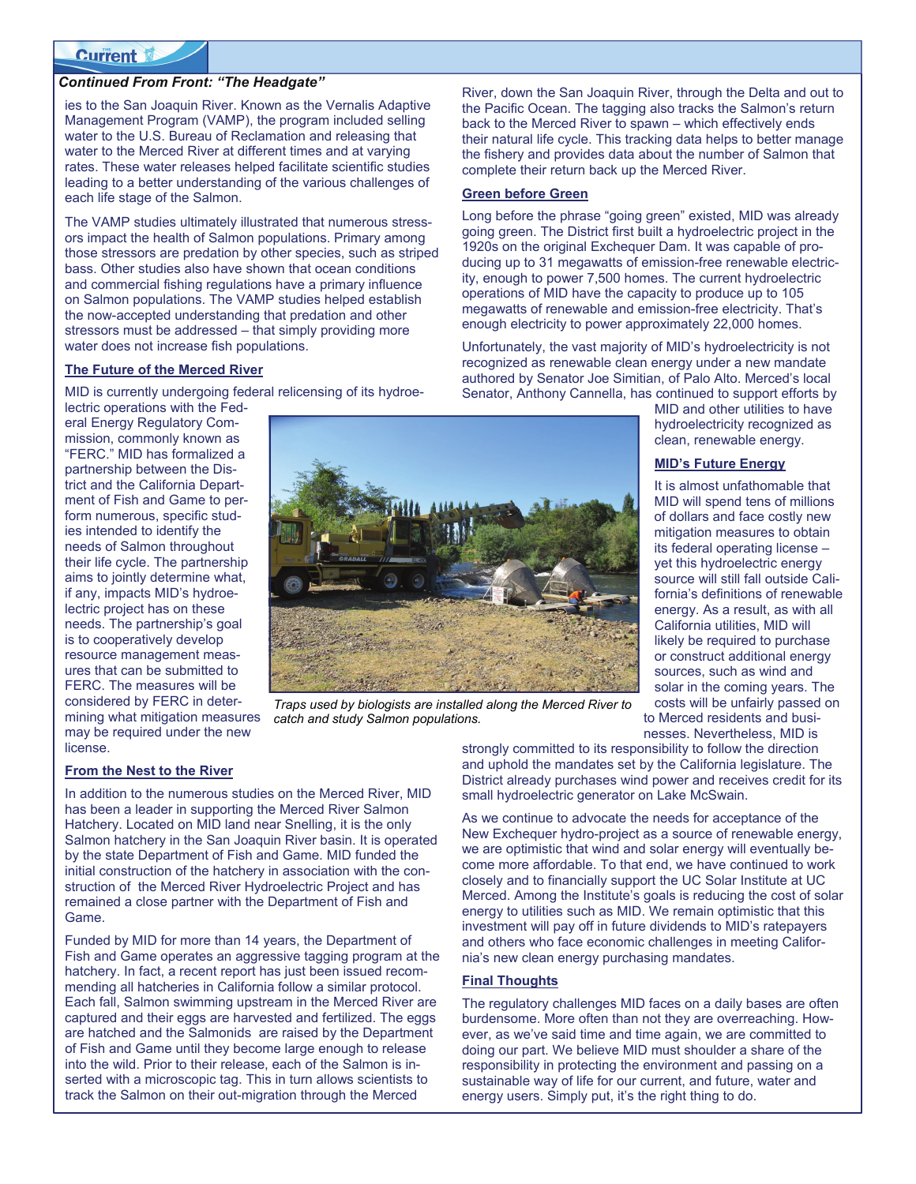*Continued From Front: "The Headgate"*

ies to the San Joaquin River. Known as the Vernalis Adaptive Management Program (VAMP), the program included selling water to the U.S. Bureau of Reclamation and releasing that water to the Merced River at different times and at varying rates. These water releases helped facilitate scientific studies leading to a better understanding of the various challenges of each life stage of the Salmon.

The VAMP studies ultimately illustrated that numerous stressors impact the health of Salmon populations. Primary among those stressors are predation by other species, such as striped bass. Other studies also have shown that ocean conditions and commercial fishing regulations have a primary influence on Salmon populations. The VAMP studies helped establish the now-accepted understanding that predation and other stressors must be addressed – that simply providing more water does not increase fish populations.

**The Future of the Merced River**

MID is currently undergoing federal relicensing of its hydroelectric operations with the Federal Energy Regulatory Commission, commonly known as "FERC." MID has formalized a partnership between the District and the California Department of Fish and Game to perform numerous, specific studies intended to identify the needs of Salmon throughout their life cycle. The partnership aims to jointly determine what, if any, impacts MID's hydroelectric project has on these needs. The partnership's goal is to cooperatively develop resource management measures that can be submitted to FERC. The measures will be considered by FERC in determining what mitigation measures may be required under the new license.

*Traps used by biologists are installed along the Merced River to catch and study Salmon populations.*

**From the Nest to the River**

In addition to the numerous studies on the Merced River, MID has been a leader in supporting the Merced River Salmon Hatchery. Located on MID land near Snelling, it is the only Salmon hatchery in the San Joaquin River basin. It is operated by the state Department of Fish and Game. MID funded the initial construction of the hatchery in association with the construction of the Merced River Hydroelectric Project and has remained a close partner with the Department of Fish and Game.

Funded by MID for more than 14 years, the Department of Fish and Game operates an aggressive tagging program at the hatchery. In fact, a recent report has just been issued recommending all hatcheries in California follow a similar protocol. Each fall, Salmon swimming upstream in the Merced River are captured and their eggs are harvested and fertilized. The eggs are hatched and the Salmonids are raised by the Department of Fish and Game until they become large enough to release into the wild. Prior to their release, each of the Salmon is inserted with a microscopic tag. This in turn allows scientists to track the Salmon on their out-migration through the Merced River, down the San Joaquin River, through the Delta and out to the Pacific Ocean. The tagging also tracks the Salmon's return back to the Merced River to spawn – which effectively ends their natural life cycle. This tracking data helps to better manage the fishery and provides data about the number of Salmon that complete their return back up the Merced River.

**Green before Green**

Long before the phrase "going green" existed, MID was already going green. The District first built a hydroelectric project in the 1920s on the original Exchequer Dam. It was capable of producing up to 31 megawatts of emission-free renewable electricity, enough to power 7,500 homes. The current hydroelectric operations of MID have the capacity to produce up to 105 megawatts of renewable and emission-free electricity. That's enough electricity to power approximately 22,000 homes.

Unfortunately, the vast majority of MID's hydroelectricity is not recognized as renewable clean energy under a new mandate authored by Senator Joe Simitian, of Palo Alto. Merced's local Senator, Anthony Cannella, has continued to support efforts by MID and other utilities to have hydroelectricity recognized as clean, renewable energy.

**MID's Future Energy**

It is almost unfathomable that MID will spend tens of millions of dollars and face costly new mitigation measures to obtain its federal operating license – yet this hydroelectric energy source will still fall outside California's definitions of renewable energy. As a result, as with all California utilities, MID will likely be required to purchase or construct additional energy sources, such as wind and solar in the coming years. The costs will be unfairly passed on to Merced residents and businesses. Nevertheless, MID is strongly committed to its responsibility to follow the direction and uphold the mandates set by the California legislature. The District already purchases wind power and receives credit for its small hydroelectric generator on Lake McSwain.

As we continue to advocate the needs for acceptance of the New Exchequer hydro-project as a source of renewable energy, we are optimistic that wind and solar energy will eventually become more affordable. To that end, we have continued to work closely and to financially support the UC Solar Institute at UC Merced. Among the Institute's goals is reducing the cost of solar energy to utilities such as MID. We remain optimistic that this investment will pay off in future dividends to MID's ratepayers and others who face economic challenges in meeting California's new clean energy purchasing mandates.

**Final Thoughts**

The regulatory challenges MID faces on a daily bases are often burdensome. More often than not they are overreaching. However, as we've said time and time again, we are committed to doing our part. We believe MID must shoulder a share of the responsibility in protecting the environment and passing on a sustainable way of life for our current, and future, water and energy users. Simply put, it's the right thing to do.